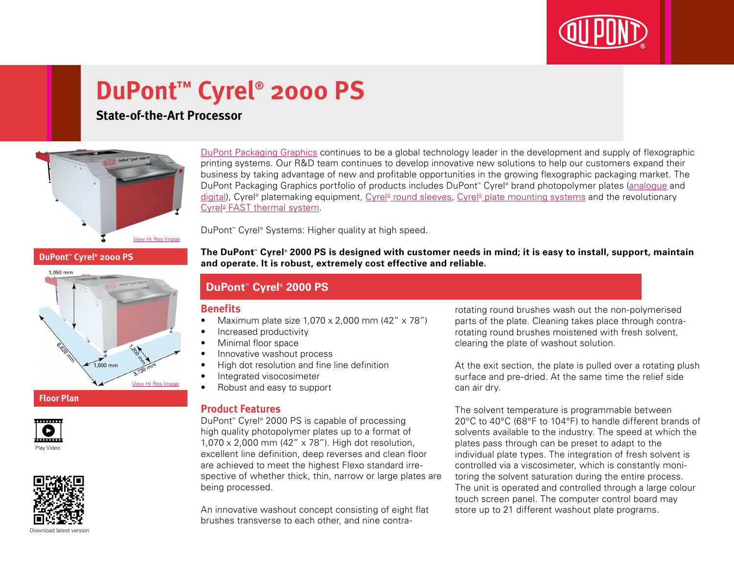# DuPont™ Cyrel® 2000 PS

## State-of-the-Art Processor

View Hi Res Image

**DuPont™ Cyrel® 2000 PS**

1,050 mm

6,820 mm

1,200 mm

1,000 mm

3,730 mm

View Hi Res Image

**Floor Plan**

Play Video

Download latest version

DuPont Packaging Graphics continues to be a global technology leader in the development and supply of flexographic printing systems. Our R&D team continues to develop innovative new solutions to help our customers expand their business by taking advantage of new and profitable opportunities in the growing flexographic packaging market. The DuPont Packaging Graphics portfolio of products includes DuPont™ Cyrel® brand photopolymer plates (analogue and digital), Cyrel® platemaking equipment, Cyrel® round sleeves, Cyrel® plate mounting systems and the revolutionary Cyrel® FAST thermal system.

DuPont™ Cyrel® Systems: Higher quality at high speed.

**The DuPont™ Cyrel® 2000 PS is designed with customer needs in mind; it is easy to install, support, maintain and operate. It is robust, extremely cost effective and reliable.**

## DuPont™ Cyrel® 2000 PS

### Benefits

- Maximum plate size 1,070 x 2,000 mm (42" x 78")
- Increased productivity
- Minimal floor space
- Innovative washout process
- High dot resolution and fine line definition
- Integrated visocosimeter
- Robust and easy to support

### Product Features

DuPont™ Cyrel® 2000 PS is capable of processing high quality photopolymer plates up to a format of 1,070 x 2,000 mm (42" x 78"). High dot resolution, excellent line definition, deep reverses and clean floor are achieved to meet the highest Flexo standard irrespective of whether thick, thin, narrow or large plates are being processed.

An innovative washout concept consisting of eight flat brushes transverse to each other, and nine contra-rotating round brushes wash out the non-polymerised parts of the plate. Cleaning takes place through contra-rotating round brushes moistened with fresh solvent, clearing the plate of washout solution.

At the exit section, the plate is pulled over a rotating plush surface and pre-dried. At the same time the relief side can air dry.

The solvent temperature is programmable between 20°C to 40°C (68°F to 104°F) to handle different brands of solvents available to the industry. The speed at which the plates pass through can be preset to adapt to the individual plate types. The integration of fresh solvent is controlled via a viscosimeter, which is constantly monitoring the solvent saturation during the entire process. The unit is operated and controlled through a large colour touch screen panel. The computer control board may store up to 21 different washout plate programs.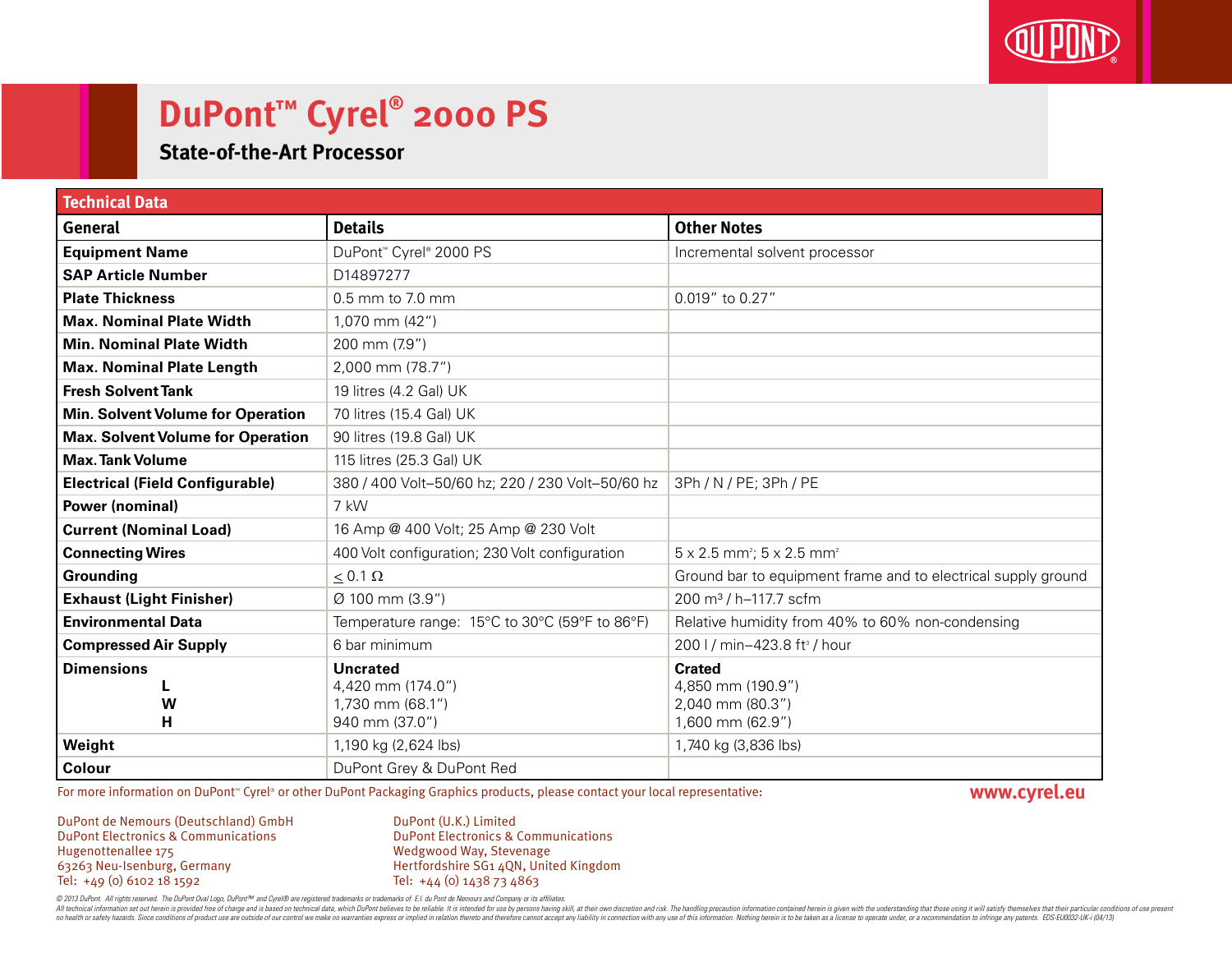# DuPont™ Cyrel® 2000 PS

**State-of-the-Art Processor**

| Technical Data | | |
|---|---|---|
| **General** | **Details** | **Other Notes** |
| **Equipment Name** | DuPont™ Cyrel® 2000 PS | Incremental solvent processor |
| **SAP Article Number** | D14897277 | |
| **Plate Thickness** | 0.5 mm to 7.0 mm | 0.019" to 0.27" |
| **Max. Nominal Plate Width** | 1,070 mm (42") | |
| **Min. Nominal Plate Width** | 200 mm (7.9") | |
| **Max. Nominal Plate Length** | 2,000 mm (78.7") | |
| **Fresh Solvent Tank** | 19 litres (4.2 Gal) UK | |
| **Min. Solvent Volume for Operation** | 70 litres (15.4 Gal) UK | |
| **Max. Solvent Volume for Operation** | 90 litres (19.8 Gal) UK | |
| **Max. Tank Volume** | 115 litres (25.3 Gal) UK | |
| **Electrical (Field Configurable)** | 380 / 400 Volt–50/60 hz; 220 / 230 Volt–50/60 hz | 3Ph / N / PE; 3Ph / PE |
| **Power (nominal)** | 7 kW | |
| **Current (Nominal Load)** | 16 Amp @ 400 Volt; 25 Amp @ 230 Volt | |
| **Connecting Wires** | 400 Volt configuration; 230 Volt configuration | 5 x 2.5 $mm^2$; 5 x 2.5 $mm^2$ |
| **Grounding** | $\leq$ 0.1 Ω | Ground bar to equipment frame and to electrical supply ground |
| **Exhaust (Light Finisher)** | Ø 100 mm (3.9") | 200 $m^3$ / h–117.7 scfm |
| **Environmental Data** | Temperature range: 15°C to 30°C (59°F to 86°F) | Relative humidity from 40% to 60% non-condensing |
| **Compressed Air Supply** | 6 bar minimum | 200 l / min–423.8 $ft^3$ / hour |
| **Dimensions** | **Uncrated** | **Crated** |
| L | 4,420 mm (174.0") | 4,850 mm (190.9") |
| W | 1,730 mm (68.1") | 2,040 mm (80.3") |
| H | 940 mm (37.0") | 1,600 mm (62.9") |
| **Weight** | 1,190 kg (2,624 lbs) | 1,740 kg (3,836 lbs) |
| **Colour** | DuPont Grey & DuPont Red | |

For more information on DuPont™ Cyrel® or other DuPont Packaging Graphics products, please contact your local representative:

**www.cyrel.eu**

DuPont de Nemours (Deutschland) GmbH
DuPont Electronics & Communications
Hugenottenallee 175
63263 Neu-Isenburg, Germany
Tel: +49 (0) 6102 18 1592

DuPont (U.K.) Limited
DuPont Electronics & Communications
Wedgwood Way, Stevenage
Hertfordshire SG1 4QN, United Kingdom
Tel: +44 (0) 1438 73 4863

© 2013 DuPont. All rights reserved. The DuPont Oval Logo, DuPont™ and Cyrel® are registered trademarks or trademarks of E.I. du Pont de Nemours and Company or its affiliates.
All technical information set out herein is provided free of charge and is based on technical data, which DuPont believes to be reliable. It is intended for use by persons having skill, at their own discretion and risk. The handling precaution information contained herein is given with the understanding that those using it will satisfy themselves that their particular conditions of use present no health or safety hazards. Since conditions of product use are outside of our control we make no warranties express or implied in relation thereto and therefore cannot accept any liability in connection with any use of this information. Nothing herein is to be taken as a license to operate under, or a recommendation to infringe any patents. EDS-EU0032-UK-i (04/13)